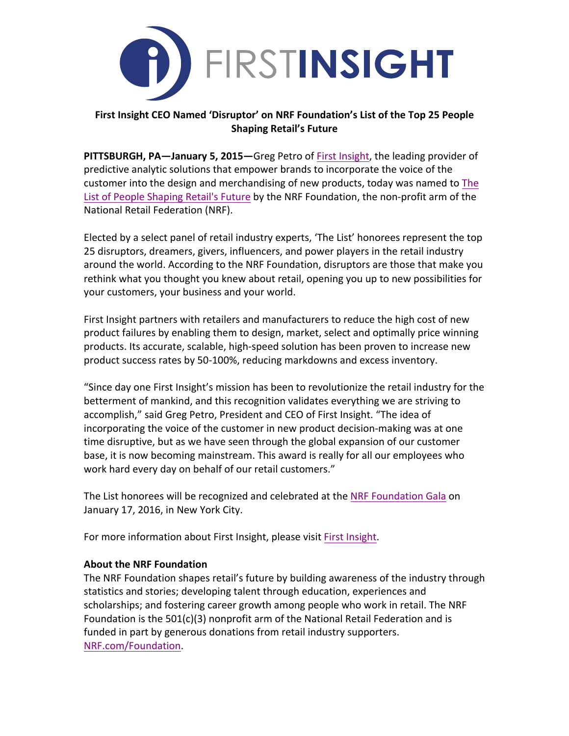**First Insight CEO Named 'Disruptor' on NRF Foundation's List of the Top 25 People Shaping Retail's Future**

**PITTSBURGH, PA—January 5, 2015—**Greg Petro of First Insight, the leading provider of predictive analytic solutions that empower brands to incorporate the voice of the customer into the design and merchandising of new products, today was named to The List of People Shaping Retail's Future by the NRF Foundation, the non-profit arm of the National Retail Federation (NRF).

Elected by a select panel of retail industry experts, 'The List' honorees represent the top 25 disruptors, dreamers, givers, influencers, and power players in the retail industry around the world. According to the NRF Foundation, disruptors are those that make you rethink what you thought you knew about retail, opening you up to new possibilities for your customers, your business and your world.

First Insight partners with retailers and manufacturers to reduce the high cost of new product failures by enabling them to design, market, select and optimally price winning products. Its accurate, scalable, high-speed solution has been proven to increase new product success rates by 50-100%, reducing markdowns and excess inventory.

"Since day one First Insight's mission has been to revolutionize the retail industry for the betterment of mankind, and this recognition validates everything we are striving to accomplish," said Greg Petro, President and CEO of First Insight. "The idea of incorporating the voice of the customer in new product decision-making was at one time disruptive, but as we have seen through the global expansion of our customer base, it is now becoming mainstream. This award is really for all our employees who work hard every day on behalf of our retail customers."

The List honorees will be recognized and celebrated at the NRF Foundation Gala on January 17, 2016, in New York City.

For more information about First Insight, please visit First Insight.

**About the NRF Foundation**

The NRF Foundation shapes retail's future by building awareness of the industry through statistics and stories; developing talent through education, experiences and scholarships; and fostering career growth among people who work in retail. The NRF Foundation is the 501(c)(3) nonprofit arm of the National Retail Federation and is funded in part by generous donations from retail industry supporters. NRF.com/Foundation.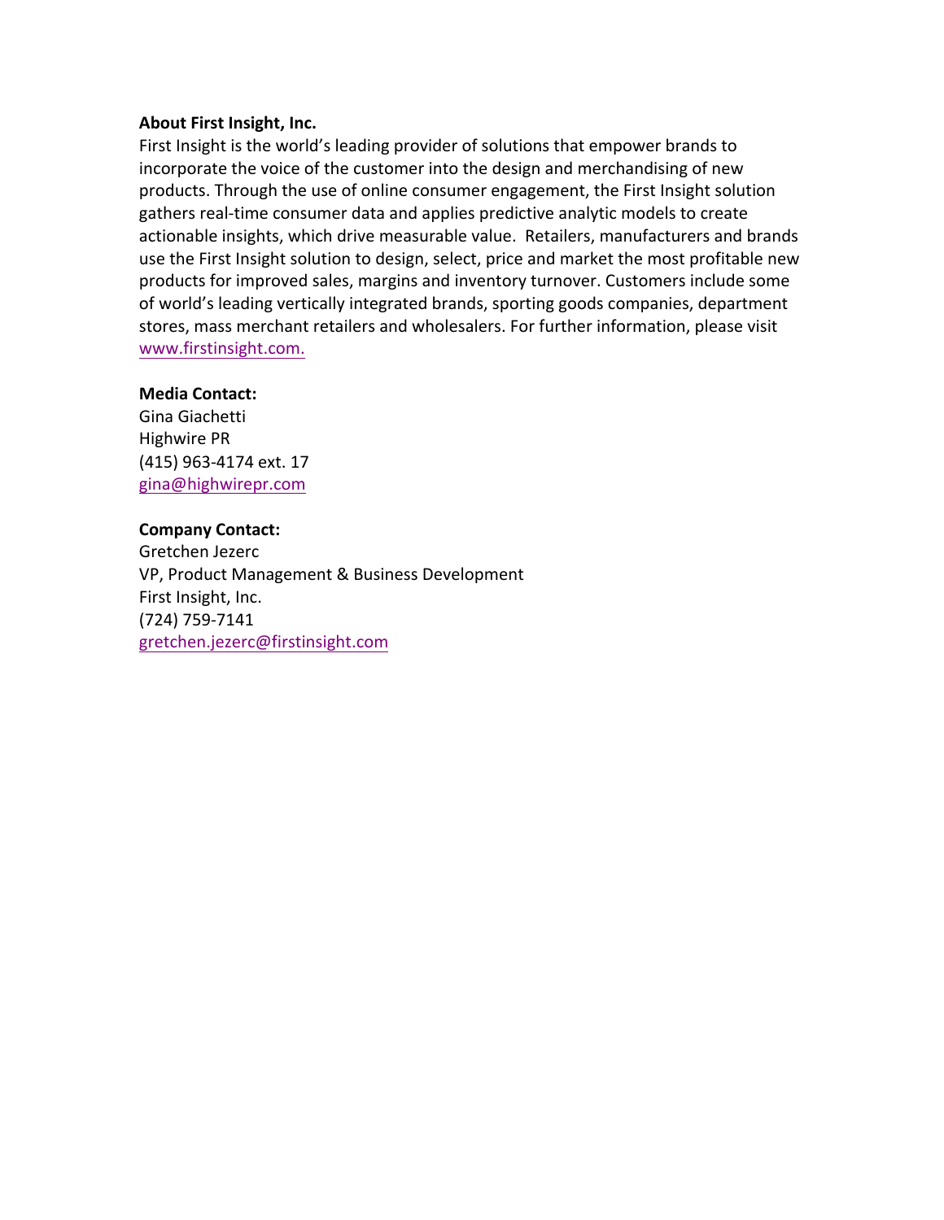**About First Insight, Inc.**

First Insight is the world's leading provider of solutions that empower brands to incorporate the voice of the customer into the design and merchandising of new products. Through the use of online consumer engagement, the First Insight solution gathers real-time consumer data and applies predictive analytic models to create actionable insights, which drive measurable value. Retailers, manufacturers and brands use the First Insight solution to design, select, price and market the most profitable new products for improved sales, margins and inventory turnover. Customers include some of world's leading vertically integrated brands, sporting goods companies, department stores, mass merchant retailers and wholesalers. For further information, please visit www.firstinsight.com.

**Media Contact:**

Gina Giachetti
Highwire PR
(415) 963-4174 ext. 17
gina@highwirepr.com

**Company Contact:**

Gretchen Jezerc
VP, Product Management & Business Development
First Insight, Inc.
(724) 759-7141
gretchen.jezerc@firstinsight.com